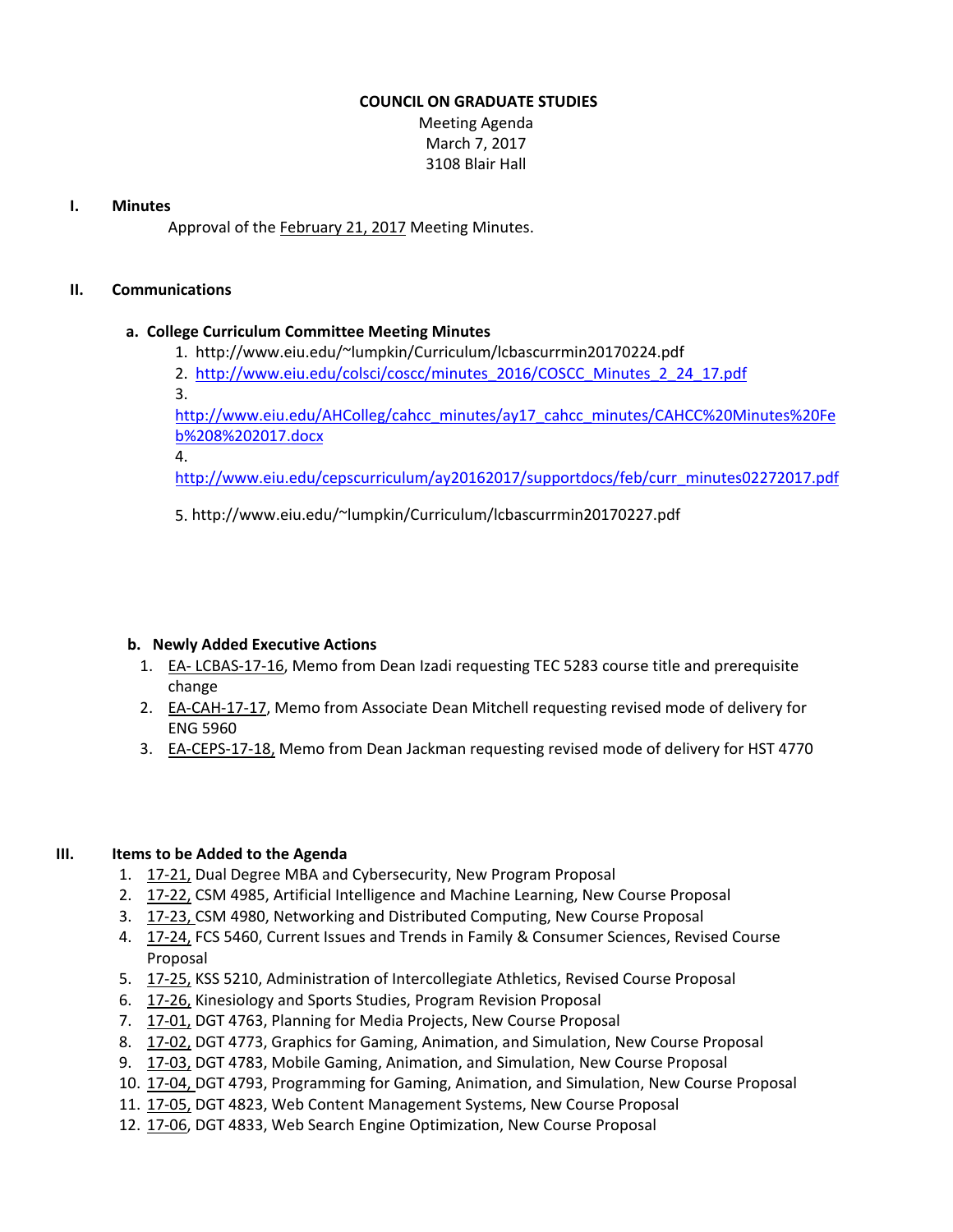**COUNCIL ON GRADUATE STUDIES**

Meeting Agenda
March 7, 2017
3108 Blair Hall

**I. Minutes**

Approval of the February 21, 2017 Meeting Minutes.

**II. Communications**

**a. College Curriculum Committee Meeting Minutes**

1. http://www.eiu.edu/~lumpkin/Curriculum/lcbascurrmin20170224.pdf
2. http://www.eiu.edu/colsci/coscc/minutes_2016/COSCC_Minutes_2_24_17.pdf
3. http://www.eiu.edu/AHColleg/cahcc_minutes/ay17_cahcc_minutes/CAHCC%20Minutes%20Feb%208%202017.docx
4. http://www.eiu.edu/cepscurriculum/ay20162017/supportdocs/feb/curr_minutes02272017.pdf
5. http://www.eiu.edu/~lumpkin/Curriculum/lcbascurrmin20170227.pdf

**b. Newly Added Executive Actions**

1. EA- LCBAS-17-16, Memo from Dean Izadi requesting TEC 5283 course title and prerequisite change
2. EA-CAH-17-17, Memo from Associate Dean Mitchell requesting revised mode of delivery for ENG 5960
3. EA-CEPS-17-18, Memo from Dean Jackman requesting revised mode of delivery for HST 4770

**III. Items to be Added to the Agenda**

1. 17-21, Dual Degree MBA and Cybersecurity, New Program Proposal
2. 17-22, CSM 4985, Artificial Intelligence and Machine Learning, New Course Proposal
3. 17-23, CSM 4980, Networking and Distributed Computing, New Course Proposal
4. 17-24, FCS 5460, Current Issues and Trends in Family & Consumer Sciences, Revised Course Proposal
5. 17-25, KSS 5210, Administration of Intercollegiate Athletics, Revised Course Proposal
6. 17-26, Kinesiology and Sports Studies, Program Revision Proposal
7. 17-01, DGT 4763, Planning for Media Projects, New Course Proposal
8. 17-02, DGT 4773, Graphics for Gaming, Animation, and Simulation, New Course Proposal
9. 17-03, DGT 4783, Mobile Gaming, Animation, and Simulation, New Course Proposal
10. 17-04, DGT 4793, Programming for Gaming, Animation, and Simulation, New Course Proposal
11. 17-05, DGT 4823, Web Content Management Systems, New Course Proposal
12. 17-06, DGT 4833, Web Search Engine Optimization, New Course Proposal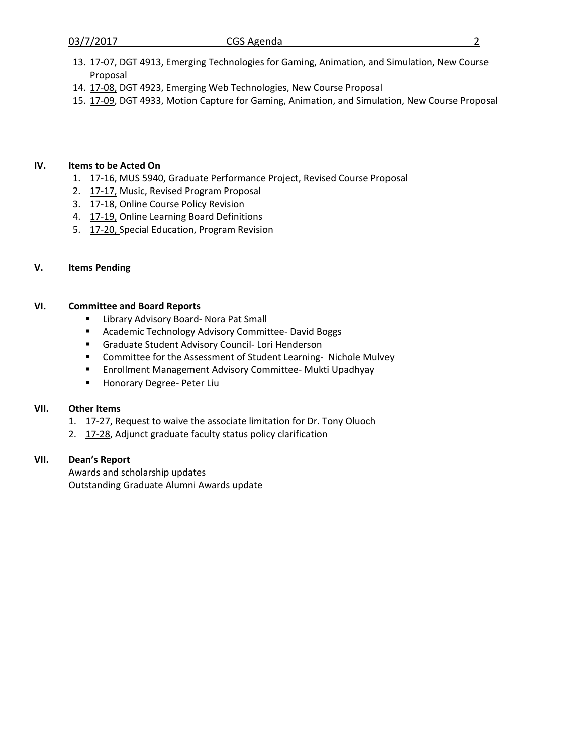13. 17-07, DGT 4913, Emerging Technologies for Gaming, Animation, and Simulation, New Course Proposal
14. 17-08, DGT 4923, Emerging Web Technologies, New Course Proposal
15. 17-09, DGT 4933, Motion Capture for Gaming, Animation, and Simulation, New Course Proposal

## IV. Items to be Acted On

1. 17-16, MUS 5940, Graduate Performance Project, Revised Course Proposal
2. 17-17, Music, Revised Program Proposal
3. 17-18, Online Course Policy Revision
4. 17-19, Online Learning Board Definitions
5. 17-20, Special Education, Program Revision

## V. Items Pending

## VI. Committee and Board Reports

- Library Advisory Board- Nora Pat Small
- Academic Technology Advisory Committee- David Boggs
- Graduate Student Advisory Council- Lori Henderson
- Committee for the Assessment of Student Learning- Nichole Mulvey
- Enrollment Management Advisory Committee- Mukti Upadhyay
- Honorary Degree- Peter Liu

## VII. Other Items

1. 17-27, Request to waive the associate limitation for Dr. Tony Oluoch
2. 17-28, Adjunct graduate faculty status policy clarification

## VII. Dean's Report

Awards and scholarship updates
Outstanding Graduate Alumni Awards update